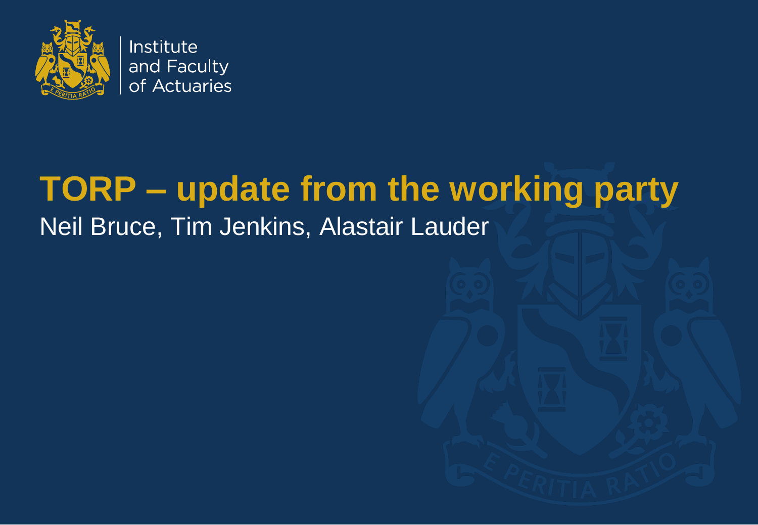Institute and Faculty of Actuaries

# TORP – update from the working party

Neil Bruce, Tim Jenkins, Alastair Lauder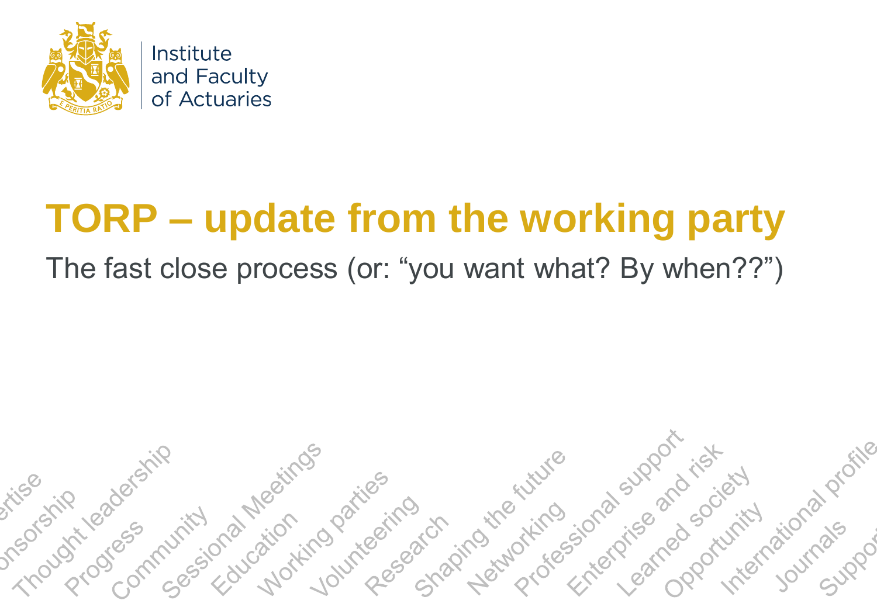# TORP – update from the working party

The fast close process (or: “you want what? By when??”)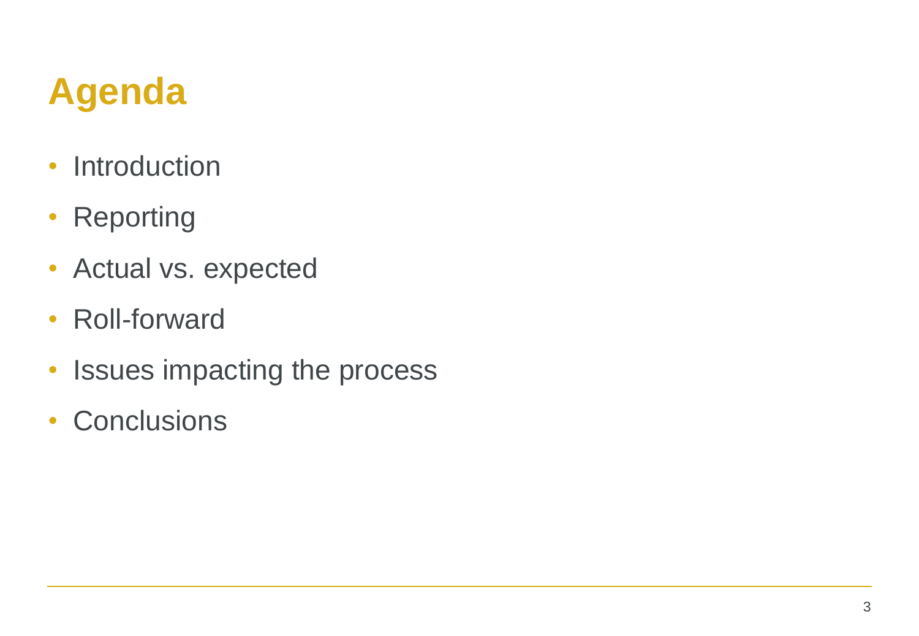# Agenda

- Introduction
- Reporting
- Actual vs. expected
- Roll-forward
- Issues impacting the process
- Conclusions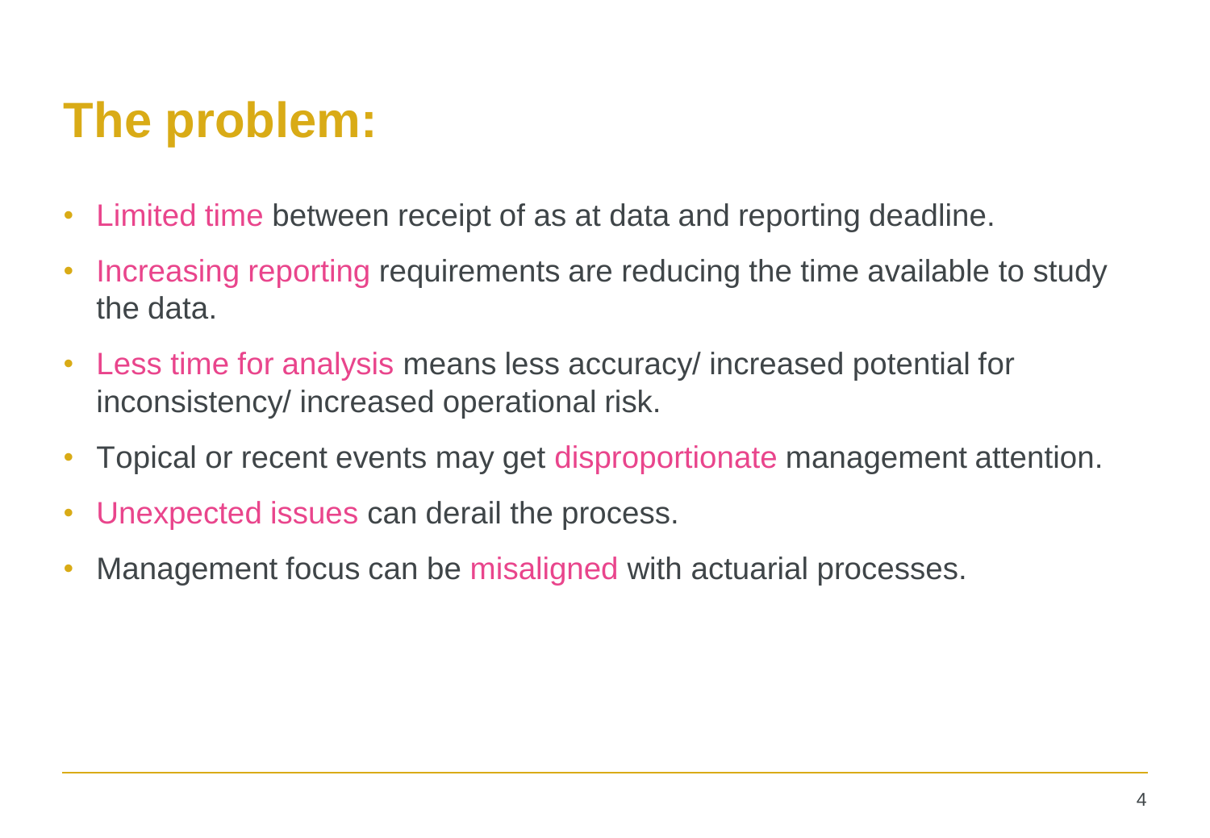# The problem:

- Limited time between receipt of as at data and reporting deadline.
- Increasing reporting requirements are reducing the time available to study the data.
- Less time for analysis means less accuracy/ increased potential for inconsistency/ increased operational risk.
- Topical or recent events may get disproportionate management attention.
- Unexpected issues can derail the process.
- Management focus can be misaligned with actuarial processes.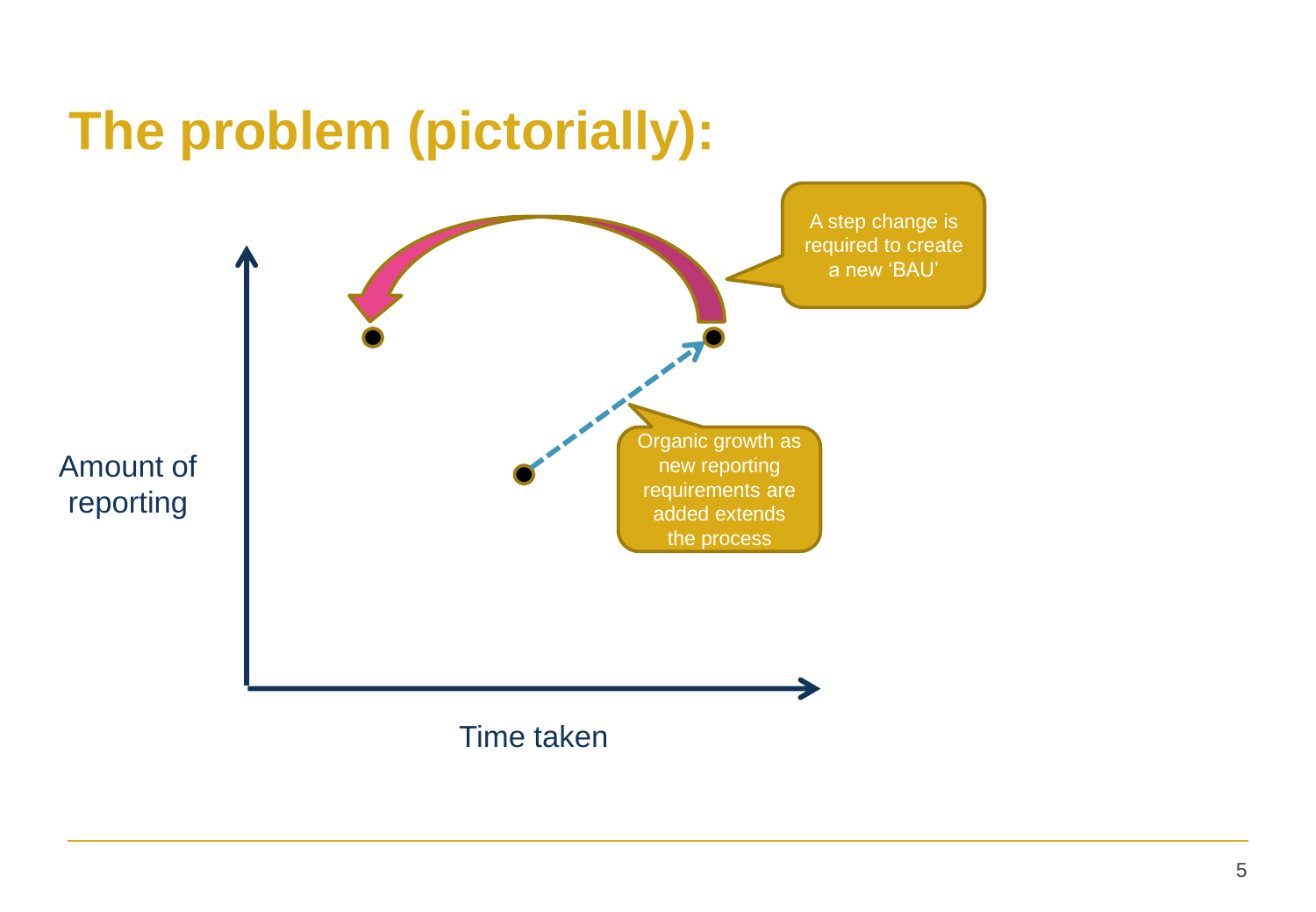# The problem (pictorially):

A step change is required to create a new 'BAU'

Organic growth as new reporting requirements are added extends the process

Amount of reporting

Time taken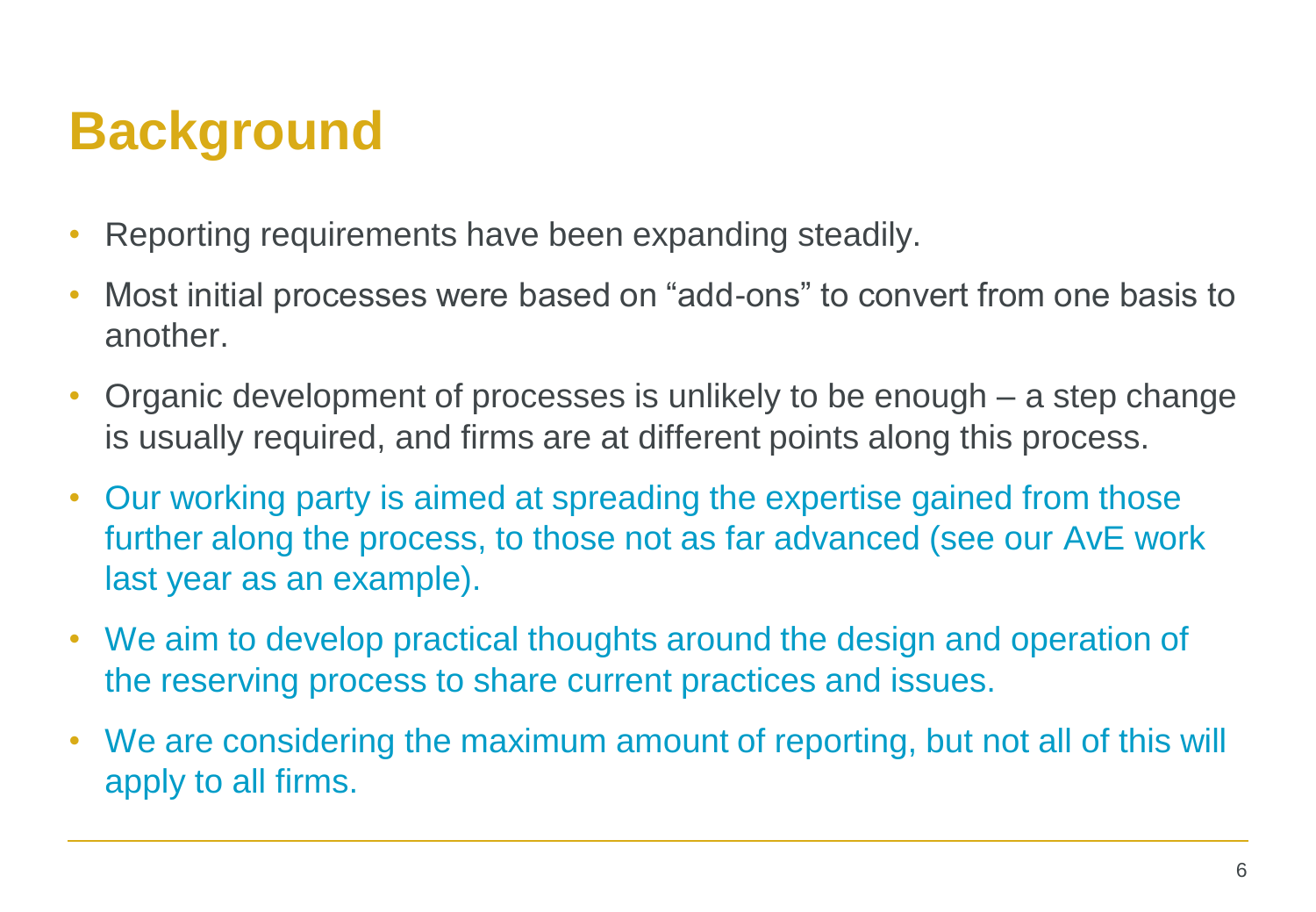# Background

- Reporting requirements have been expanding steadily.
- Most initial processes were based on “add-ons” to convert from one basis to another.
- Organic development of processes is unlikely to be enough – a step change is usually required, and firms are at different points along this process.
- Our working party is aimed at spreading the expertise gained from those further along the process, to those not as far advanced (see our AvE work last year as an example).
- We aim to develop practical thoughts around the design and operation of the reserving process to share current practices and issues.
- We are considering the maximum amount of reporting, but not all of this will apply to all firms.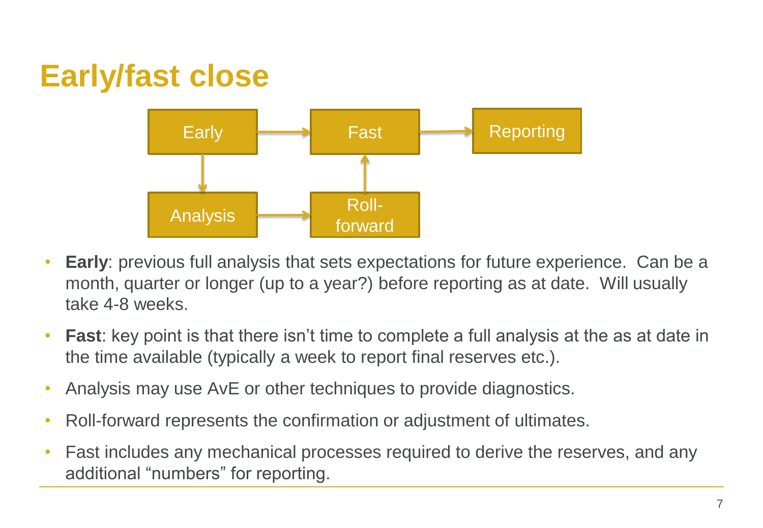# Early/fast close

Early → Fast → Reporting

Early → Analysis → Roll-forward → Fast

- **Early**: previous full analysis that sets expectations for future experience. Can be a month, quarter or longer (up to a year?) before reporting as at date. Will usually take 4-8 weeks.
- **Fast**: key point is that there isn't time to complete a full analysis at the as at date in the time available (typically a week to report final reserves etc.).
- Analysis may use AvE or other techniques to provide diagnostics.
- Roll-forward represents the confirmation or adjustment of ultimates.
- Fast includes any mechanical processes required to derive the reserves, and any additional "numbers" for reporting.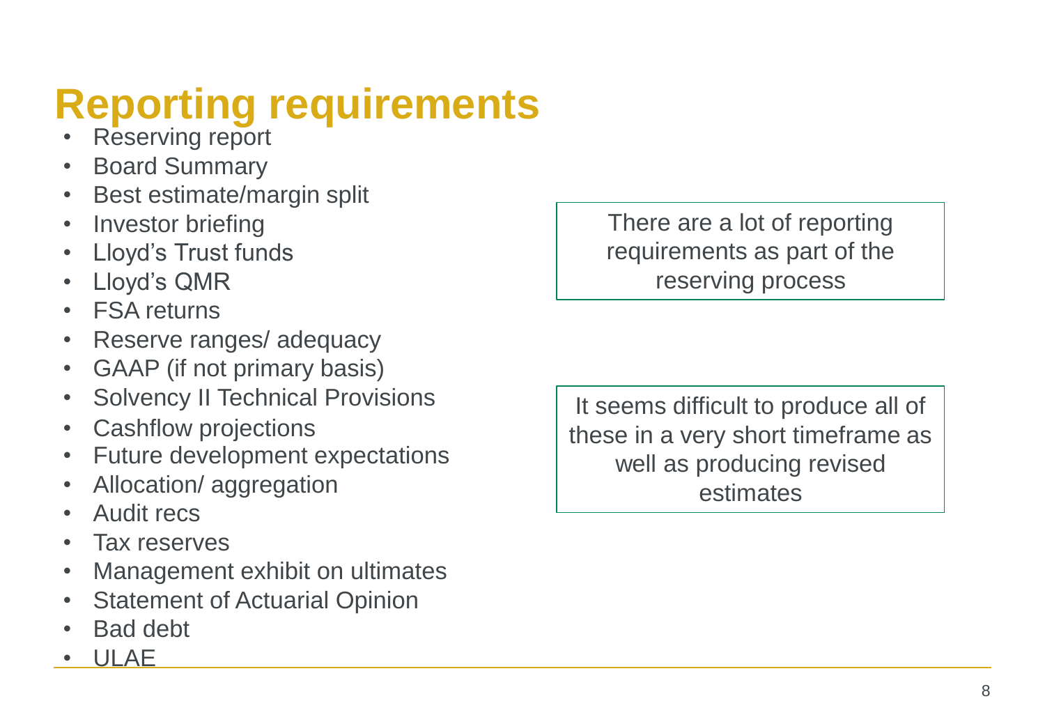# Reporting requirements

- Reserving report
- Board Summary
- Best estimate/margin split
- Investor briefing
- Lloyd’s Trust funds
- Lloyd’s QMR
- FSA returns
- Reserve ranges/ adequacy
- GAAP (if not primary basis)
- Solvency II Technical Provisions
- Cashflow projections
- Future development expectations
- Allocation/ aggregation
- Audit recs
- Tax reserves
- Management exhibit on ultimates
- Statement of Actuarial Opinion
- Bad debt
- ULAE

There are a lot of reporting requirements as part of the reserving process

It seems difficult to produce all of these in a very short timeframe as well as producing revised estimates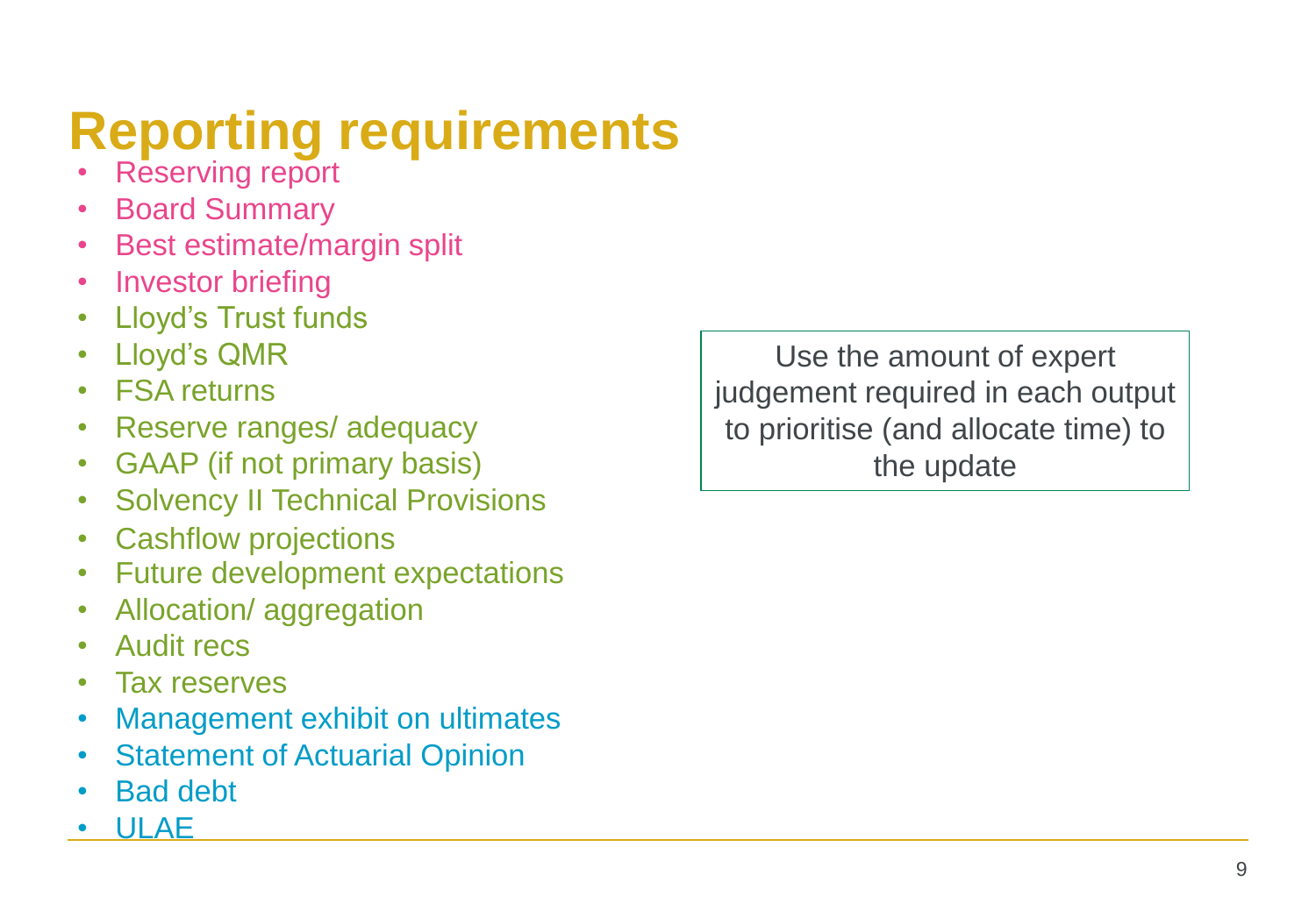# Reporting requirements

- Reserving report
- Board Summary
- Best estimate/margin split
- Investor briefing
- Lloyd's Trust funds
- Lloyd's QMR
- FSA returns
- Reserve ranges/ adequacy
- GAAP (if not primary basis)
- Solvency II Technical Provisions
- Cashflow projections
- Future development expectations
- Allocation/ aggregation
- Audit recs
- Tax reserves
- Management exhibit on ultimates
- Statement of Actuarial Opinion
- Bad debt
- ULAE

Use the amount of expert judgement required in each output to prioritise (and allocate time) to the update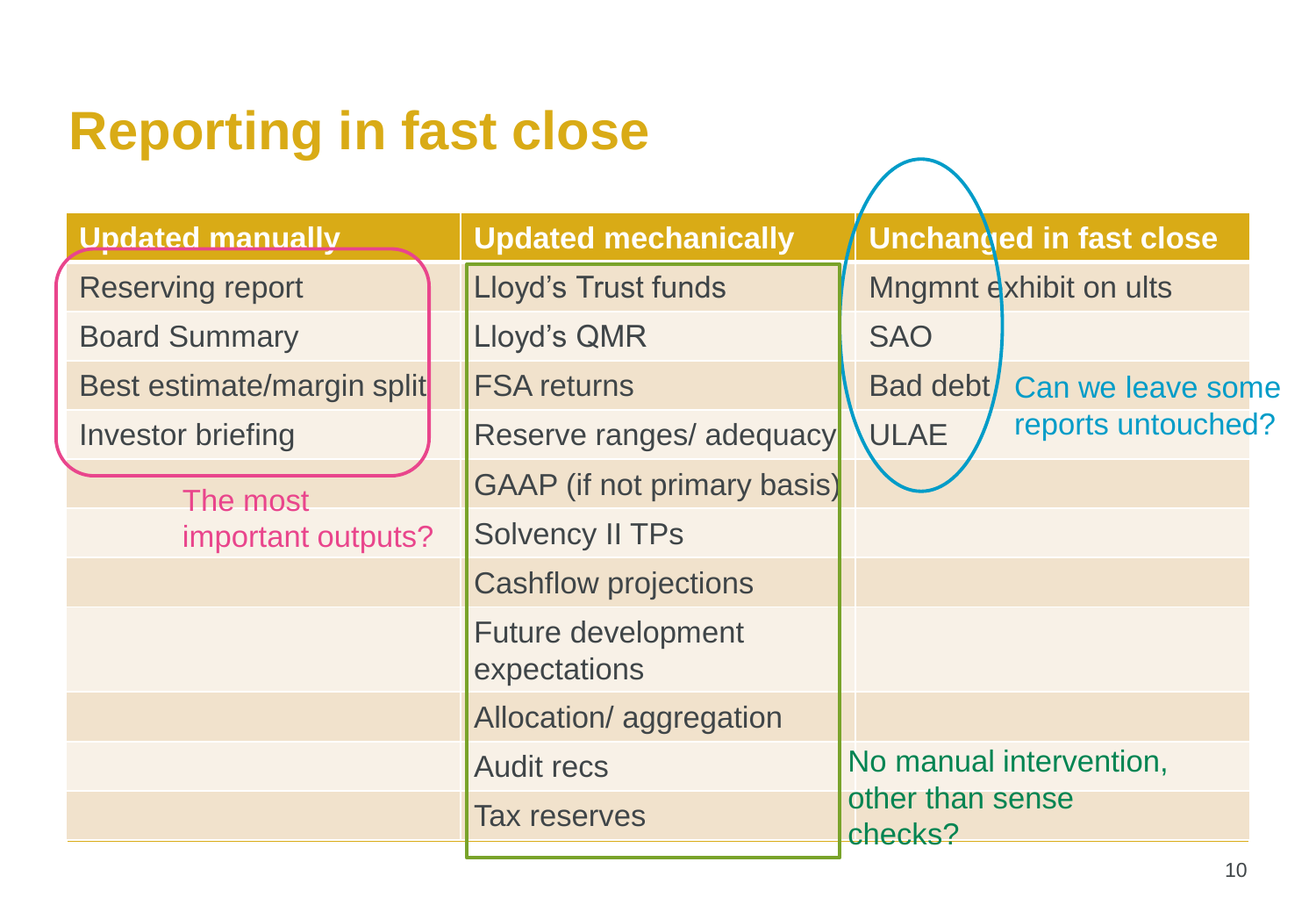# Reporting in fast close

| Updated manually | Updated mechanically | Unchanged in fast close |
|---|---|---|
| Reserving report | Lloyd's Trust funds | Mngmnt exhibit on ults |
| Board Summary | Lloyd's QMR | SAO |
| Best estimate/margin split | FSA returns | Bad debt |
| Investor briefing | Reserve ranges/ adequacy | ULAE |
| | GAAP (if not primary basis) | |
| | Solvency II TPs | |
| | Cashflow projections | |
| | Future development expectations | |
| | Allocation/ aggregation | |
| | Audit recs | |
| | Tax reserves | |

The most important outputs?

No manual intervention, other than sense checks?

Can we leave some reports untouched?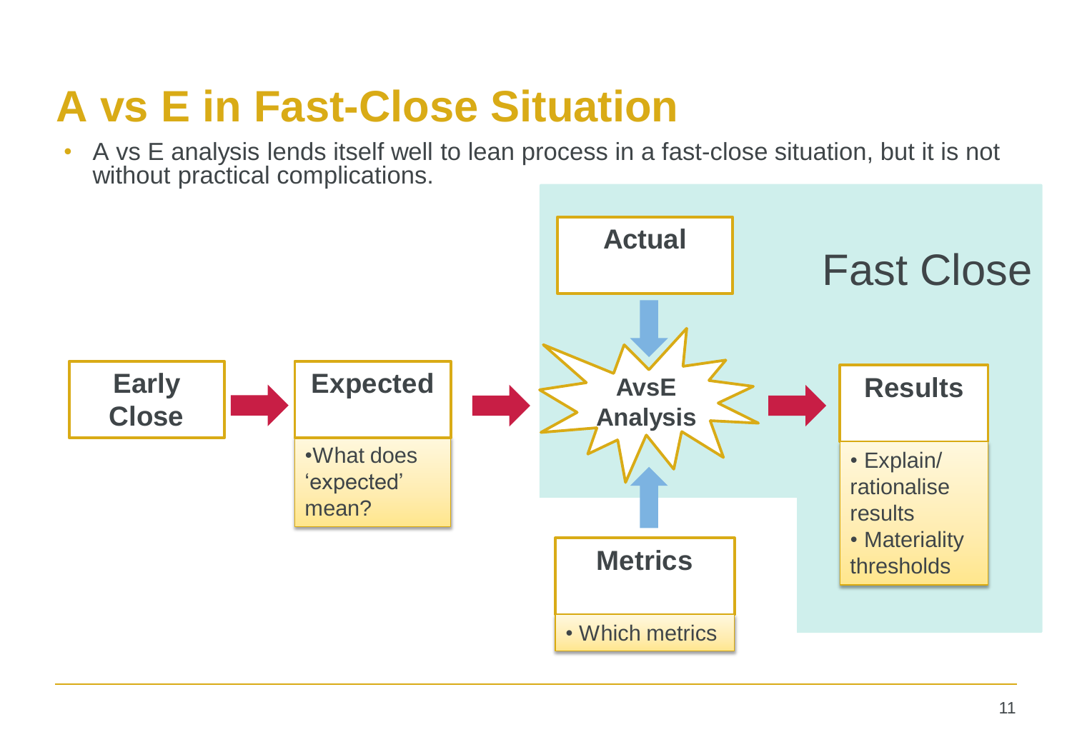# A vs E in Fast-Close Situation

- A vs E analysis lends itself well to lean process in a fast-close situation, but it is not without practical complications.

**Early Close** → **Expected** → **AvsE Analysis** → **Results**

**Expected**
- What does 'expected' mean?

**Actual** → **AvsE Analysis**

**Metrics** → **AvsE Analysis**
- Which metrics

**Results**
- Explain/ rationalise results
- Materiality thresholds

Fast Close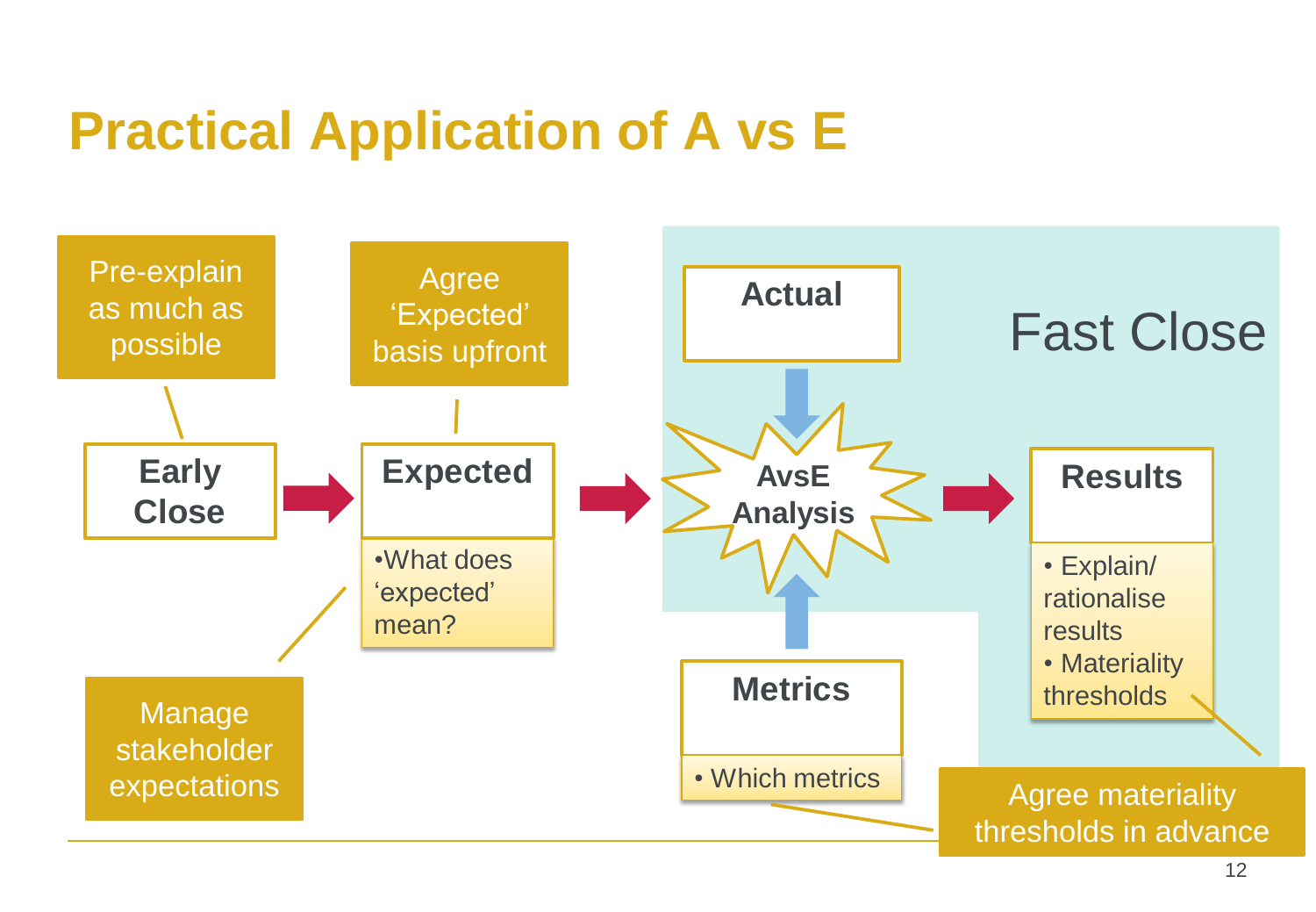# Practical Application of A vs E

Pre-explain as much as possible

Agree 'Expected' basis upfront

Early Close

Expected

- What does 'expected' mean?

Manage stakeholder expectations

Fast Close

Actual

AvsE Analysis

Metrics

- Which metrics

Results

- Explain/ rationalise results
- Materiality thresholds

Agree materiality thresholds in advance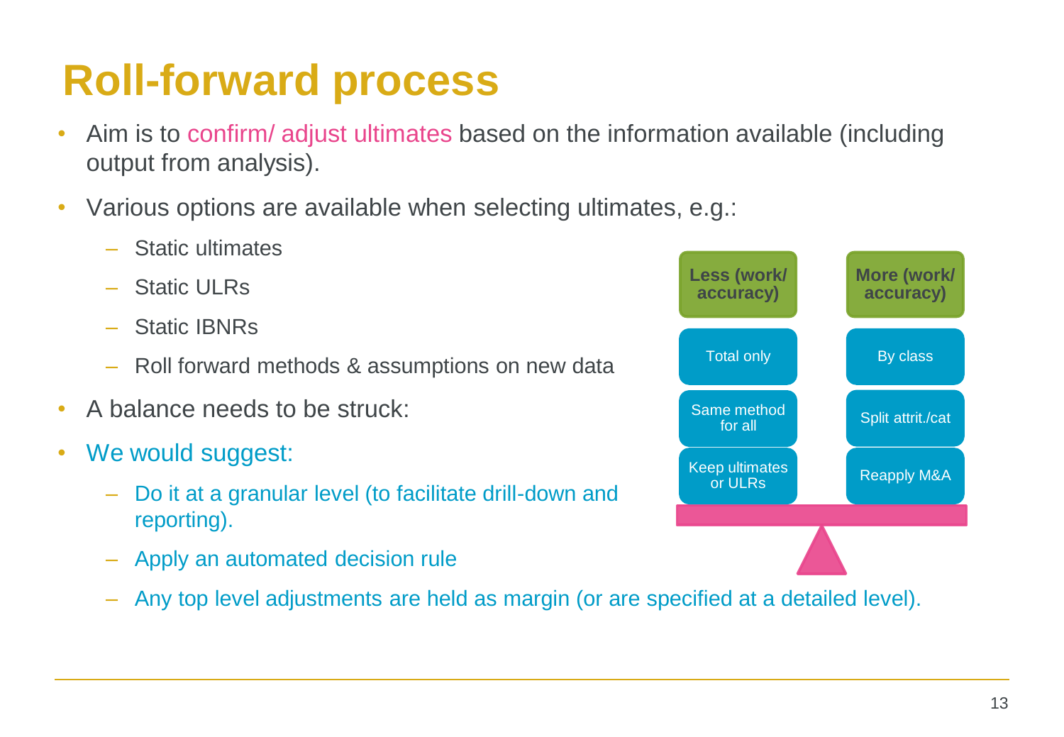# Roll-forward process

- Aim is to confirm/ adjust ultimates based on the information available (including output from analysis).
- Various options are available when selecting ultimates, e.g.:
  - Static ultimates
  - Static ULRs
  - Static IBNRs
  - Roll forward methods & assumptions on new data
- A balance needs to be struck:
- We would suggest:
  - Do it at a granular level (to facilitate drill-down and reporting).
  - Apply an automated decision rule
  - Any top level adjustments are held as margin (or are specified at a detailed level).

| Less (work/ accuracy) | More (work/ accuracy) |
| --- | --- |
| Total only | By class |
| Same method for all | Split attrit./cat |
| Keep ultimates or ULRs | Reapply M&A |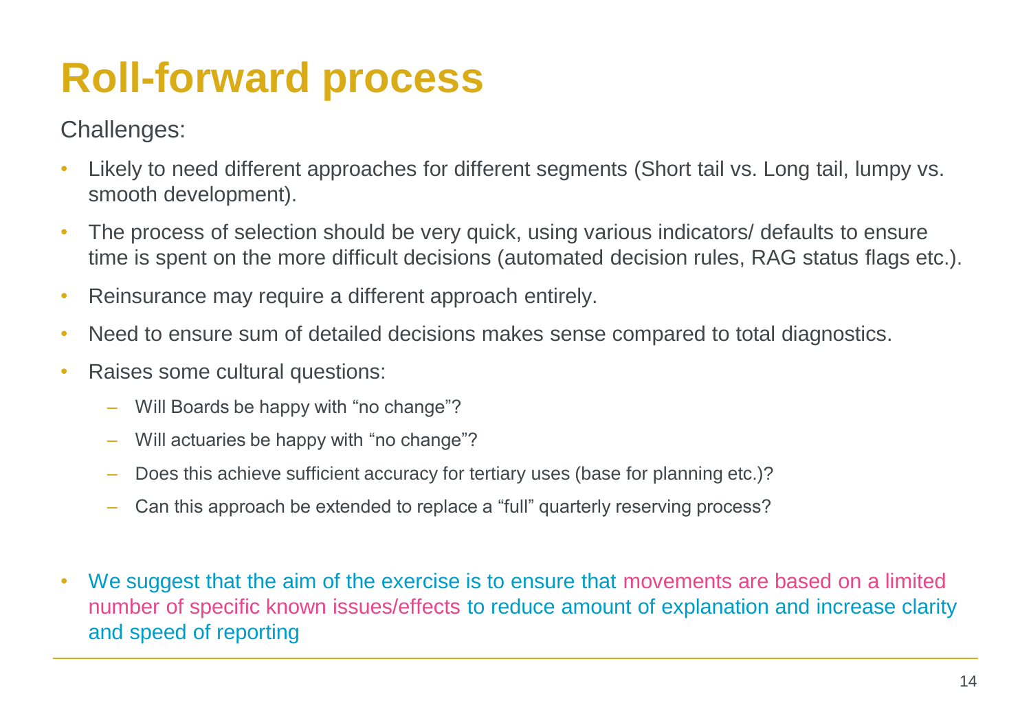# Roll-forward process

Challenges:

- Likely to need different approaches for different segments (Short tail vs. Long tail, lumpy vs. smooth development).
- The process of selection should be very quick, using various indicators/ defaults to ensure time is spent on the more difficult decisions (automated decision rules, RAG status flags etc.).
- Reinsurance may require a different approach entirely.
- Need to ensure sum of detailed decisions makes sense compared to total diagnostics.
- Raises some cultural questions:
  - Will Boards be happy with "no change"?
  - Will actuaries be happy with "no change"?
  - Does this achieve sufficient accuracy for tertiary uses (base for planning etc.)?
  - Can this approach be extended to replace a "full" quarterly reserving process?

- We suggest that the aim of the exercise is to ensure that movements are based on a limited number of specific known issues/effects to reduce amount of explanation and increase clarity and speed of reporting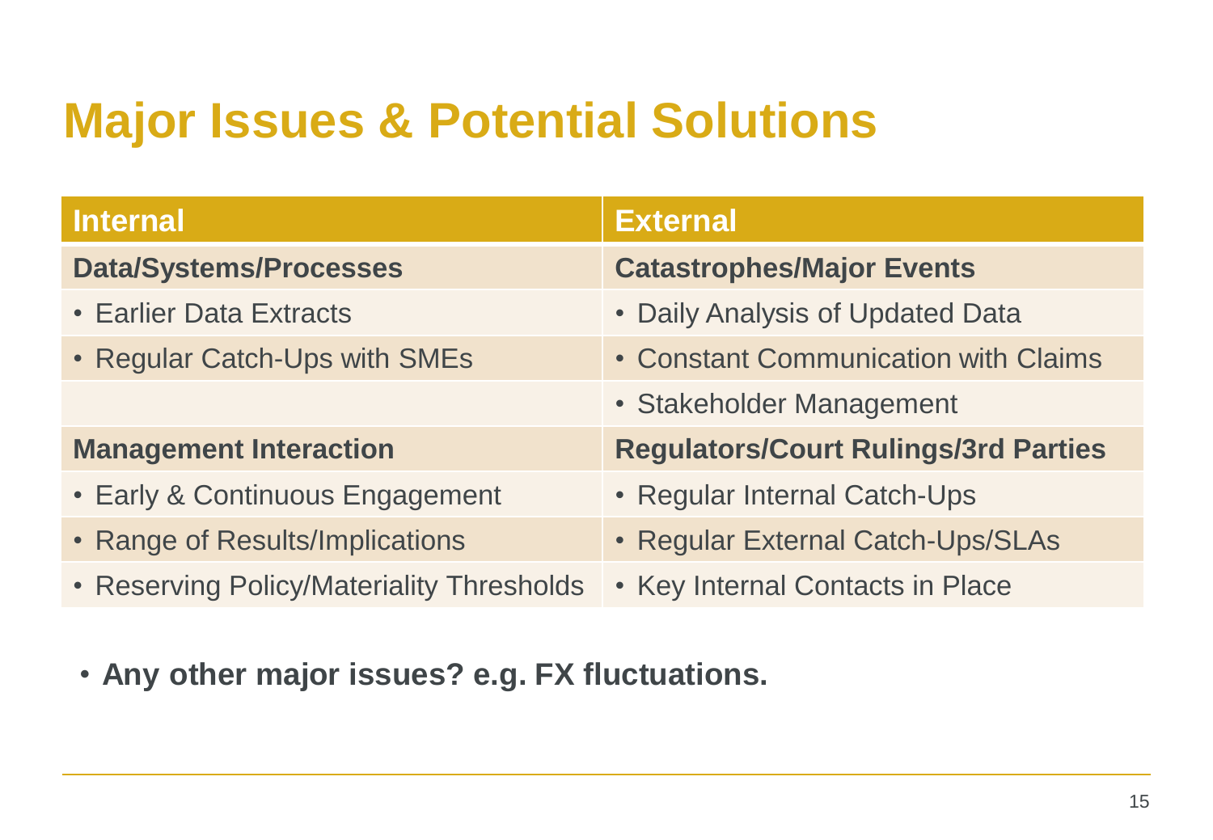# Major Issues & Potential Solutions

| Internal | External |
|---|---|
| **Data/Systems/Processes** | **Catastrophes/Major Events** |
| • Earlier Data Extracts | • Daily Analysis of Updated Data |
| • Regular Catch-Ups with SMEs | • Constant Communication with Claims |
| | • Stakeholder Management |
| **Management Interaction** | **Regulators/Court Rulings/3rd Parties** |
| • Early & Continuous Engagement | • Regular Internal Catch-Ups |
| • Range of Results/Implications | • Regular External Catch-Ups/SLAs |
| • Reserving Policy/Materiality Thresholds | • Key Internal Contacts in Place |

- **Any other major issues? e.g. FX fluctuations.**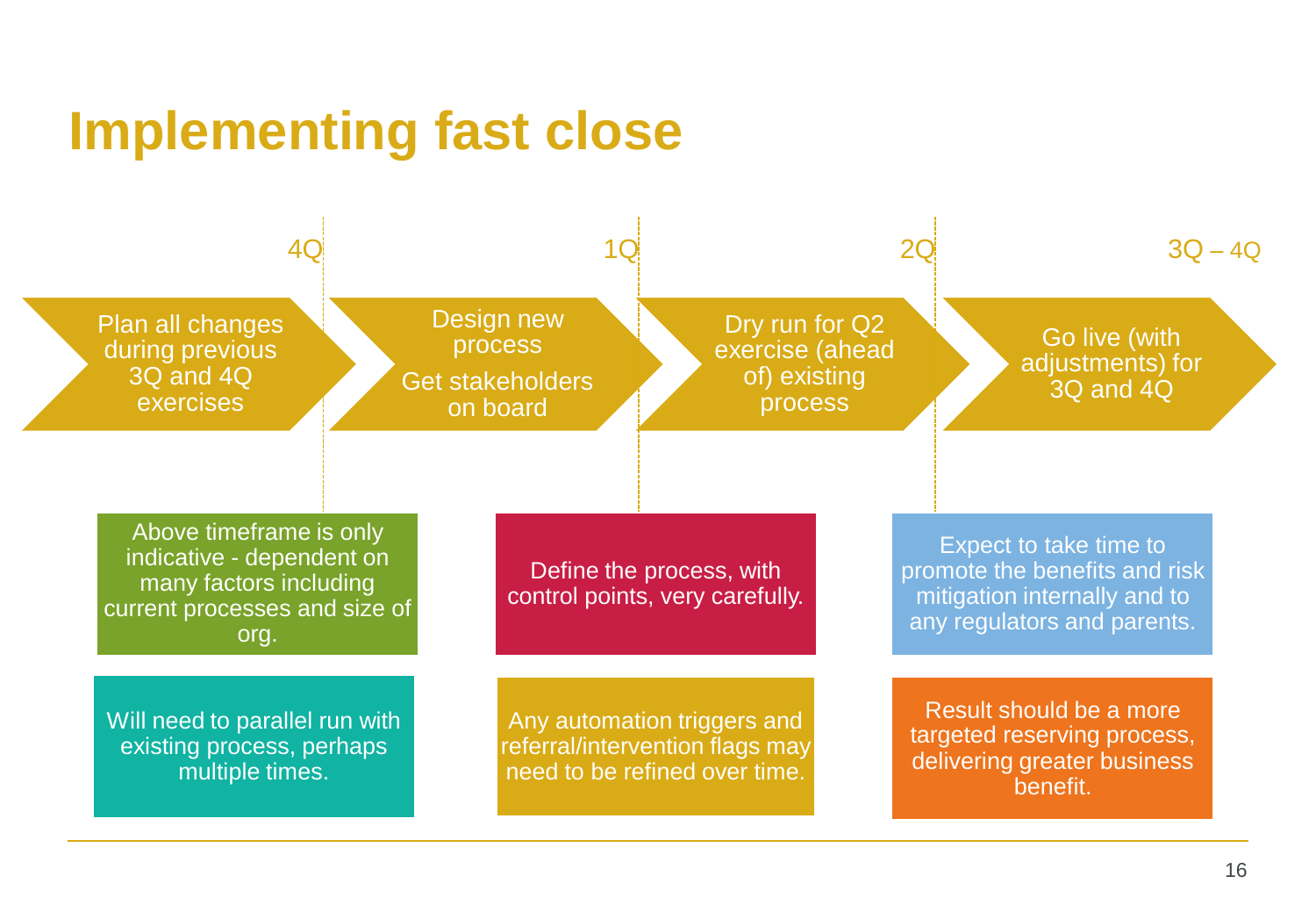# Implementing fast close

**4Q** — Plan all changes during previous 3Q and 4Q exercises

**1Q** — Design new process. Get stakeholders on board

**2Q** — Dry run for Q2 exercise (ahead of) existing process

**3Q – 4Q** — Go live (with adjustments) for 3Q and 4Q

- Above timeframe is only indicative - dependent on many factors including current processes and size of org.
- Will need to parallel run with existing process, perhaps multiple times.
- Define the process, with control points, very carefully.
- Any automation triggers and referral/intervention flags may need to be refined over time.
- Expect to take time to promote the benefits and risk mitigation internally and to any regulators and parents.
- Result should be a more targeted reserving process, delivering greater business benefit.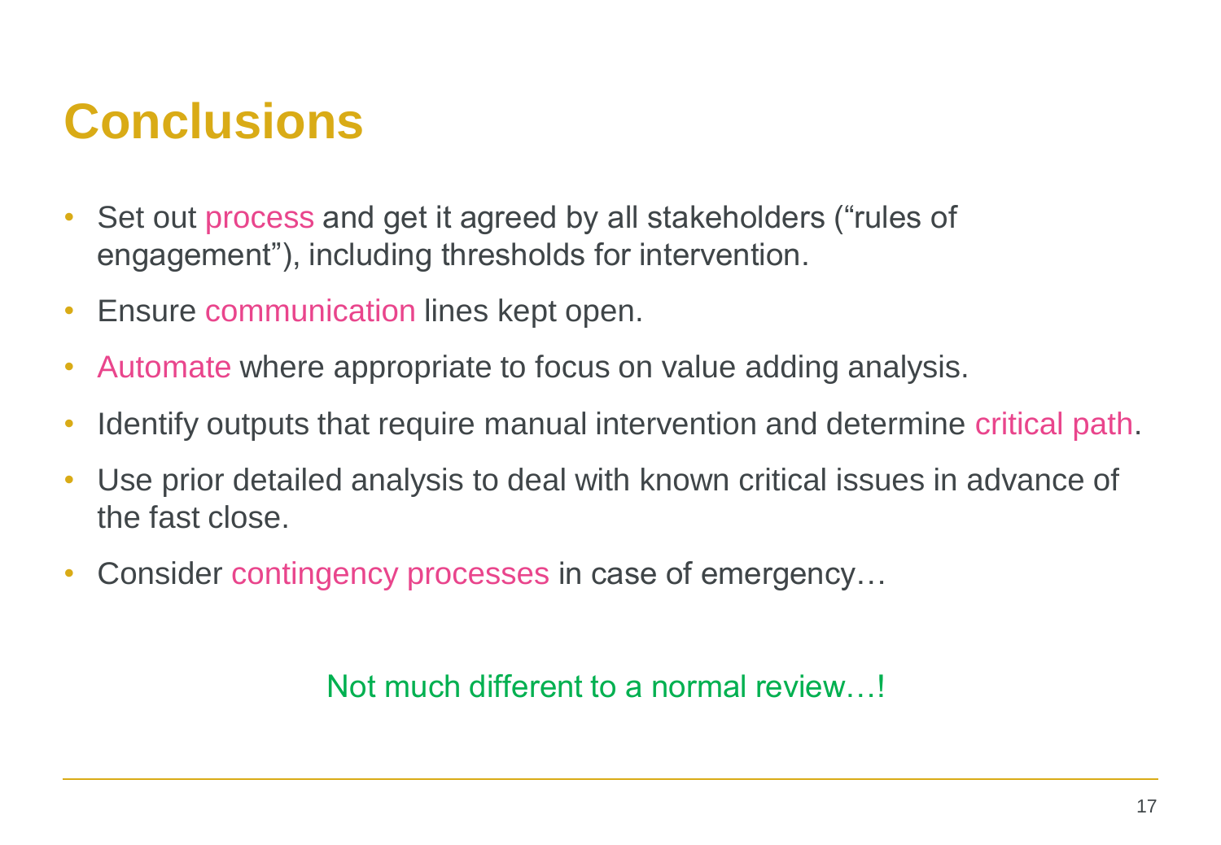# Conclusions

- Set out process and get it agreed by all stakeholders (“rules of engagement”), including thresholds for intervention.
- Ensure communication lines kept open.
- Automate where appropriate to focus on value adding analysis.
- Identify outputs that require manual intervention and determine critical path.
- Use prior detailed analysis to deal with known critical issues in advance of the fast close.
- Consider contingency processes in case of emergency…

Not much different to a normal review…!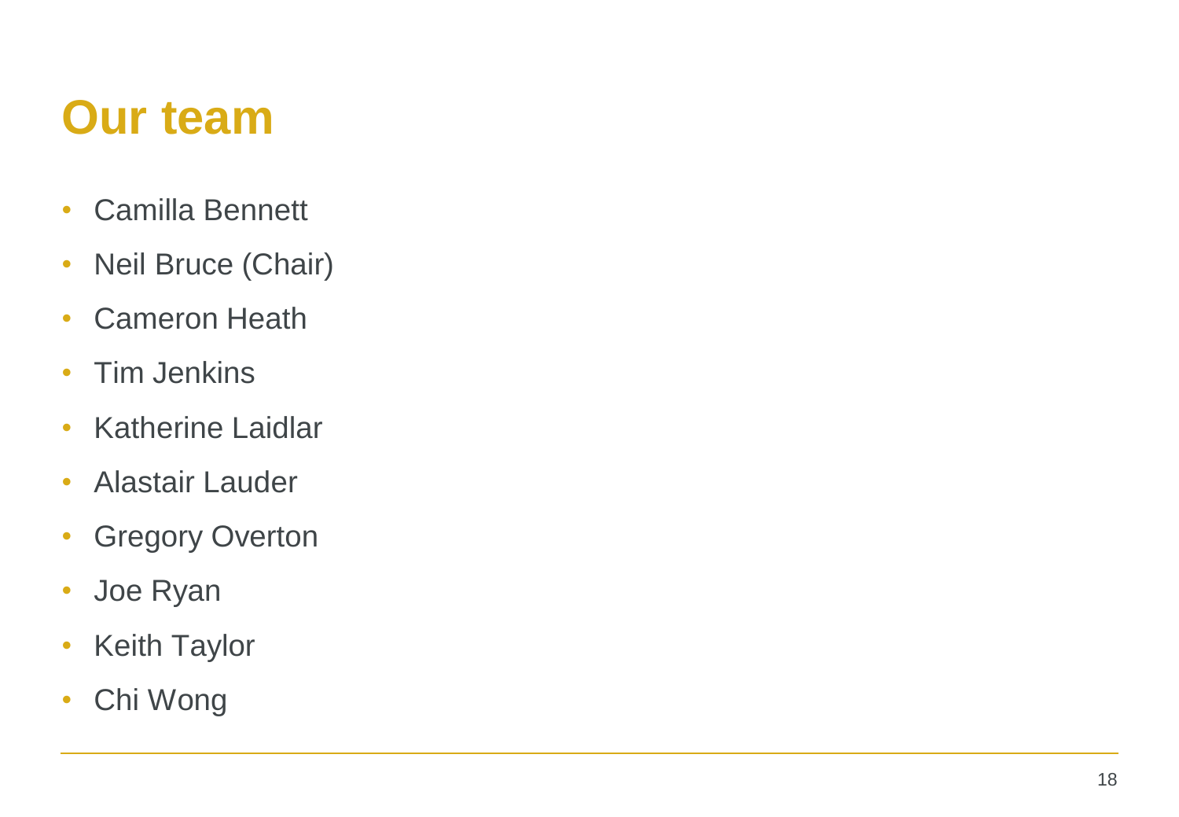# Our team

- Camilla Bennett
- Neil Bruce (Chair)
- Cameron Heath
- Tim Jenkins
- Katherine Laidlar
- Alastair Lauder
- Gregory Overton
- Joe Ryan
- Keith Taylor
- Chi Wong